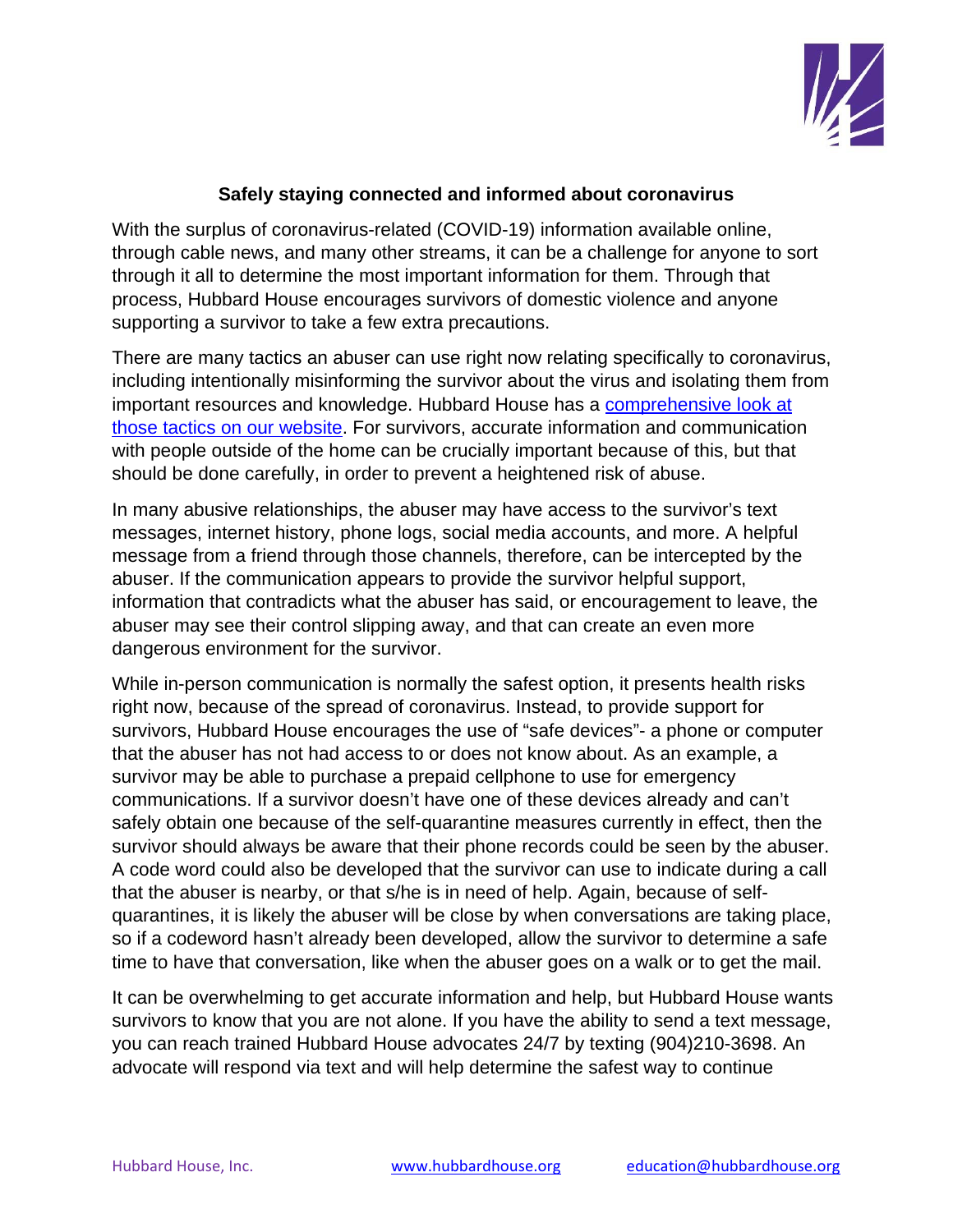## Safely staying connected and informed about coronavirus

With the surplus of coronavirus-related (COVID-19) information available online, through cable news, and many other streams, it can be a challenge for anyone to sort through it all to determine the most important information for them. Through that process, Hubbard House encourages survivors of domestic violence and anyone supporting a survivor to take a few extra precautions.

There are many tactics an abuser can use right now relating specifically to coronavirus, including intentionally misinforming the survivor about the virus and isolating them from important resources and knowledge. Hubbard House has a comprehensive look at those tactics on our website. For survivors, accurate information and communication with people outside of the home can be crucially important because of this, but that should be done carefully, in order to prevent a heightened risk of abuse.

In many abusive relationships, the abuser may have access to the survivor's text messages, internet history, phone logs, social media accounts, and more. A helpful message from a friend through those channels, therefore, can be intercepted by the abuser. If the communication appears to provide the survivor helpful support, information that contradicts what the abuser has said, or encouragement to leave, the abuser may see their control slipping away, and that can create an even more dangerous environment for the survivor.

While in-person communication is normally the safest option, it presents health risks right now, because of the spread of coronavirus. Instead, to provide support for survivors, Hubbard House encourages the use of "safe devices"- a phone or computer that the abuser has not had access to or does not know about. As an example, a survivor may be able to purchase a prepaid cellphone to use for emergency communications. If a survivor doesn't have one of these devices already and can't safely obtain one because of the self-quarantine measures currently in effect, then the survivor should always be aware that their phone records could be seen by the abuser. A code word could also be developed that the survivor can use to indicate during a call that the abuser is nearby, or that s/he is in need of help. Again, because of self-quarantines, it is likely the abuser will be close by when conversations are taking place, so if a codeword hasn't already been developed, allow the survivor to determine a safe time to have that conversation, like when the abuser goes on a walk or to get the mail.

It can be overwhelming to get accurate information and help, but Hubbard House wants survivors to know that you are not alone. If you have the ability to send a text message, you can reach trained Hubbard House advocates 24/7 by texting (904)210-3698. An advocate will respond via text and will help determine the safest way to continue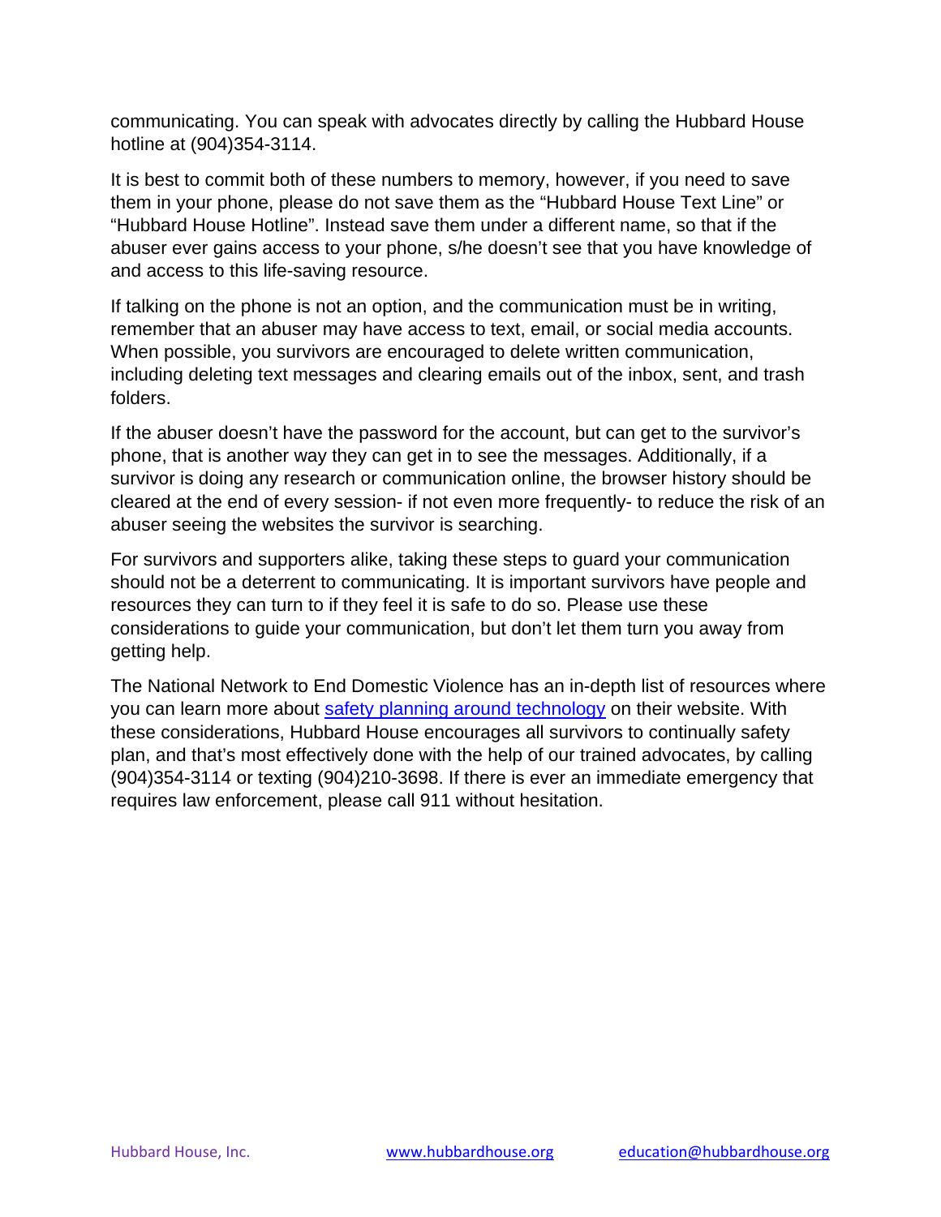communicating. You can speak with advocates directly by calling the Hubbard House hotline at (904)354-3114.

It is best to commit both of these numbers to memory, however, if you need to save them in your phone, please do not save them as the "Hubbard House Text Line" or "Hubbard House Hotline". Instead save them under a different name, so that if the abuser ever gains access to your phone, s/he doesn't see that you have knowledge of and access to this life-saving resource.

If talking on the phone is not an option, and the communication must be in writing, remember that an abuser may have access to text, email, or social media accounts. When possible, you survivors are encouraged to delete written communication, including deleting text messages and clearing emails out of the inbox, sent, and trash folders.

If the abuser doesn't have the password for the account, but can get to the survivor's phone, that is another way they can get in to see the messages. Additionally, if a survivor is doing any research or communication online, the browser history should be cleared at the end of every session- if not even more frequently- to reduce the risk of an abuser seeing the websites the survivor is searching.

For survivors and supporters alike, taking these steps to guard your communication should not be a deterrent to communicating. It is important survivors have people and resources they can turn to if they feel it is safe to do so. Please use these considerations to guide your communication, but don't let them turn you away from getting help.

The National Network to End Domestic Violence has an in-depth list of resources where you can learn more about safety planning around technology on their website. With these considerations, Hubbard House encourages all survivors to continually safety plan, and that's most effectively done with the help of our trained advocates, by calling (904)354-3114 or texting (904)210-3698. If there is ever an immediate emergency that requires law enforcement, please call 911 without hesitation.